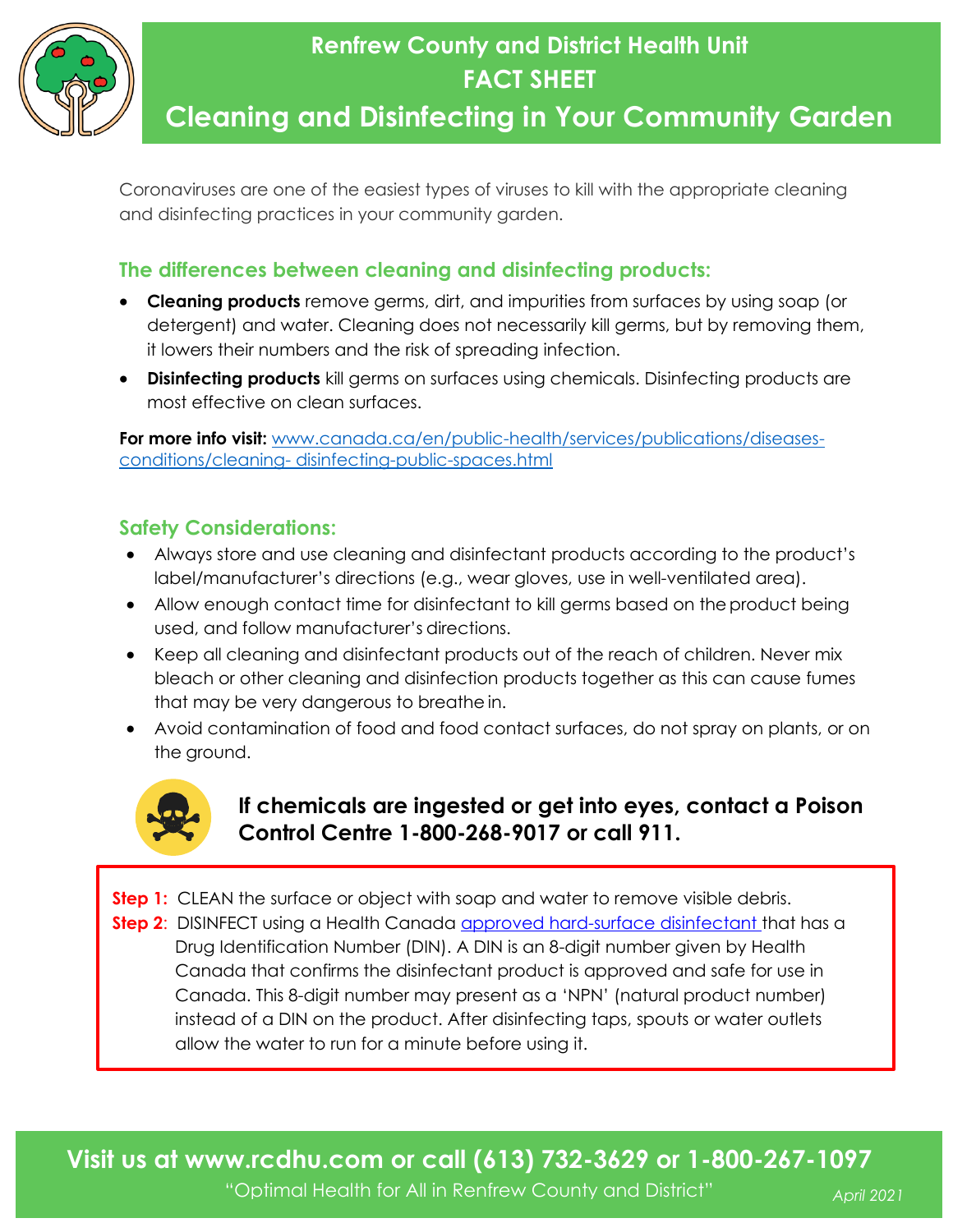# Renfrew County and District Health Unit

## FACT SHEET

# Cleaning and Disinfecting in Your Community Garden

Coronaviruses are one of the easiest types of viruses to kill with the appropriate cleaning and disinfecting practices in your community garden.

### The differences between cleaning and disinfecting products:

- **Cleaning products** remove germs, dirt, and impurities from surfaces by using soap (or detergent) and water. Cleaning does not necessarily kill germs, but by removing them, it lowers their numbers and the risk of spreading infection.
- **Disinfecting products** kill germs on surfaces using chemicals. Disinfecting products are most effective on clean surfaces.

**For more info visit:** [www.canada.ca/en/public-health/services/publications/diseases-conditions/cleaning- disinfecting-public-spaces.html](www.canada.ca/en/public-health/services/publications/diseases-conditions/cleaning-disinfecting-public-spaces.html)

### Safety Considerations:

- Always store and use cleaning and disinfectant products according to the product's label/manufacturer's directions (e.g., wear gloves, use in well-ventilated area).
- Allow enough contact time for disinfectant to kill germs based on the product being used, and follow manufacturer's directions.
- Keep all cleaning and disinfectant products out of the reach of children. Never mix bleach or other cleaning and disinfection products together as this can cause fumes that may be very dangerous to breathe in.
- Avoid contamination of food and food contact surfaces, do not spray on plants, or on the ground.

**If chemicals are ingested or get into eyes, contact a Poison Control Centre 1-800-268-9017 or call 911.**

**Step 1:** CLEAN the surface or object with soap and water to remove visible debris.

**Step 2**: DISINFECT using a Health Canada approved hard-surface disinfectant that has a Drug Identification Number (DIN). A DIN is an 8-digit number given by Health Canada that confirms the disinfectant product is approved and safe for use in Canada. This 8-digit number may present as a 'NPN' (natural product number) instead of a DIN on the product. After disinfecting taps, spouts or water outlets allow the water to run for a minute before using it.

**Visit us at www.rcdhu.com or call (613) 732-3629 or 1-800-267-1097**

"Optimal Health for All in Renfrew County and District"

*April 2021*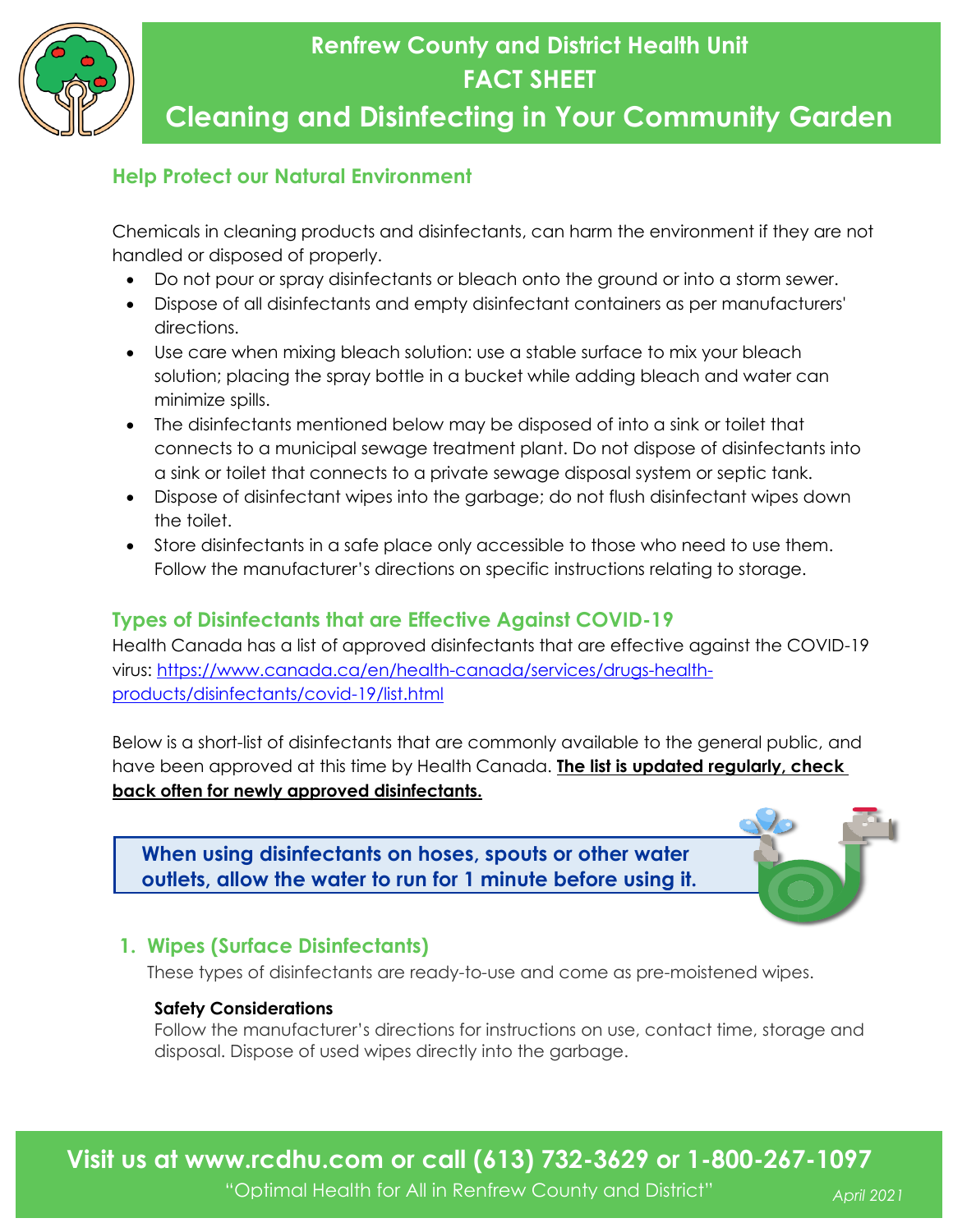# Renfrew County and District Health Unit FACT SHEET

# Cleaning and Disinfecting in Your Community Garden

## Help Protect our Natural Environment

Chemicals in cleaning products and disinfectants, can harm the environment if they are not handled or disposed of properly.

- Do not pour or spray disinfectants or bleach onto the ground or into a storm sewer.
- Dispose of all disinfectants and empty disinfectant containers as per manufacturers' directions.
- Use care when mixing bleach solution: use a stable surface to mix your bleach solution; placing the spray bottle in a bucket while adding bleach and water can minimize spills.
- The disinfectants mentioned below may be disposed of into a sink or toilet that connects to a municipal sewage treatment plant. Do not dispose of disinfectants into a sink or toilet that connects to a private sewage disposal system or septic tank.
- Dispose of disinfectant wipes into the garbage; do not flush disinfectant wipes down the toilet.
- Store disinfectants in a safe place only accessible to those who need to use them. Follow the manufacturer's directions on specific instructions relating to storage.

## Types of Disinfectants that are Effective Against COVID-19

Health Canada has a list of approved disinfectants that are effective against the COVID-19 virus: https://www.canada.ca/en/health-canada/services/drugs-health-products/disinfectants/covid-19/list.html

Below is a short-list of disinfectants that are commonly available to the general public, and have been approved at this time by Health Canada. **The list is updated regularly, check back often for newly approved disinfectants.**

**When using disinfectants on hoses, spouts or other water outlets, allow the water to run for 1 minute before using it.**

### 1. Wipes (Surface Disinfectants)

These types of disinfectants are ready-to-use and come as pre-moistened wipes.

**Safety Considerations**

Follow the manufacturer's directions for instructions on use, contact time, storage and disposal. Dispose of used wipes directly into the garbage.

**Visit us at www.rcdhu.com or call (613) 732-3629 or 1-800-267-1097**

"Optimal Health for All in Renfrew County and District"

*April 2021*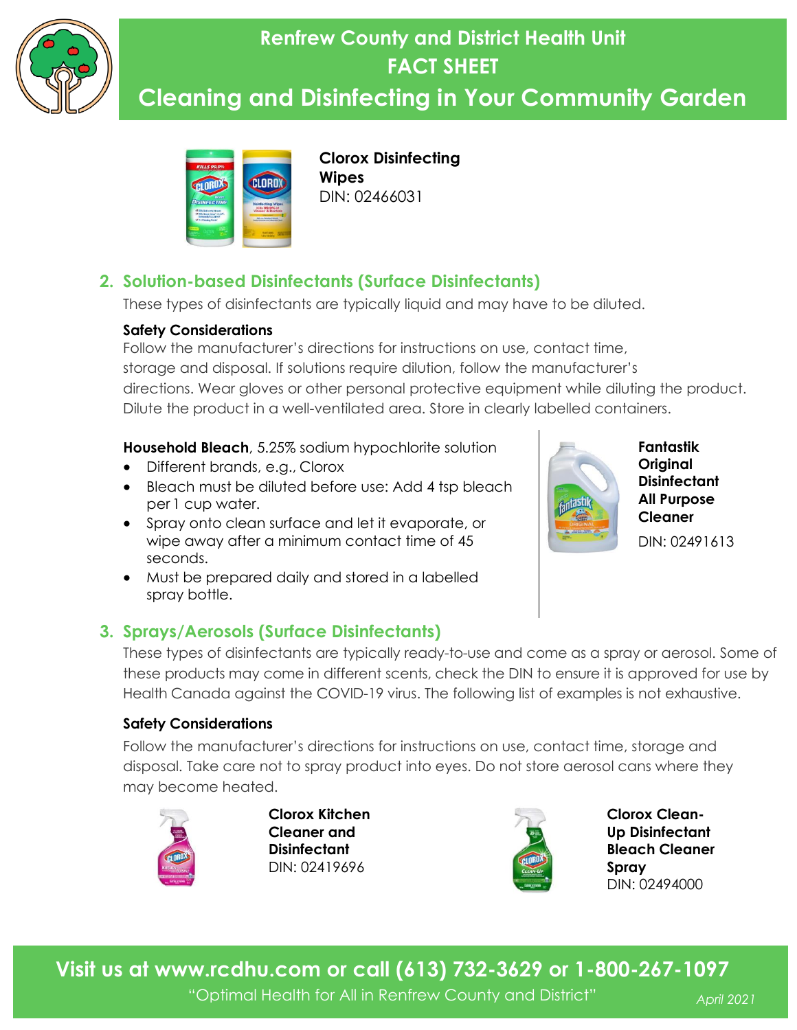# Renfrew County and District Health Unit
## FACT SHEET
# Cleaning and Disinfecting in Your Community Garden

**Clorox Disinfecting Wipes**
DIN: 02466031

## 2. Solution-based Disinfectants (Surface Disinfectants)

These types of disinfectants are typically liquid and may have to be diluted.

**Safety Considerations**

Follow the manufacturer's directions for instructions on use, contact time, storage and disposal. If solutions require dilution, follow the manufacturer's directions. Wear gloves or other personal protective equipment while diluting the product. Dilute the product in a well-ventilated area. Store in clearly labelled containers.

**Household Bleach**, 5.25% sodium hypochlorite solution

- Different brands, e.g., Clorox
- Bleach must be diluted before use: Add 4 tsp bleach per 1 cup water.
- Spray onto clean surface and let it evaporate, or wipe away after a minimum contact time of 45 seconds.
- Must be prepared daily and stored in a labelled spray bottle.

**Fantastik Original Disinfectant All Purpose Cleaner**
DIN: 02491613

## 3. Sprays/Aerosols (Surface Disinfectants)

These types of disinfectants are typically ready-to-use and come as a spray or aerosol. Some of these products may come in different scents, check the DIN to ensure it is approved for use by Health Canada against the COVID-19 virus. The following list of examples is not exhaustive.

**Safety Considerations**

Follow the manufacturer's directions for instructions on use, contact time, storage and disposal. Take care not to spray product into eyes. Do not store aerosol cans where they may become heated.

**Clorox Kitchen Cleaner and Disinfectant**
DIN: 02419696

**Clorox Clean-Up Disinfectant Bleach Cleaner Spray**
DIN: 02494000

**Visit us at www.rcdhu.com or call (613) 732-3629 or 1-800-267-1097**

"Optimal Health for All in Renfrew County and District"

*April 2021*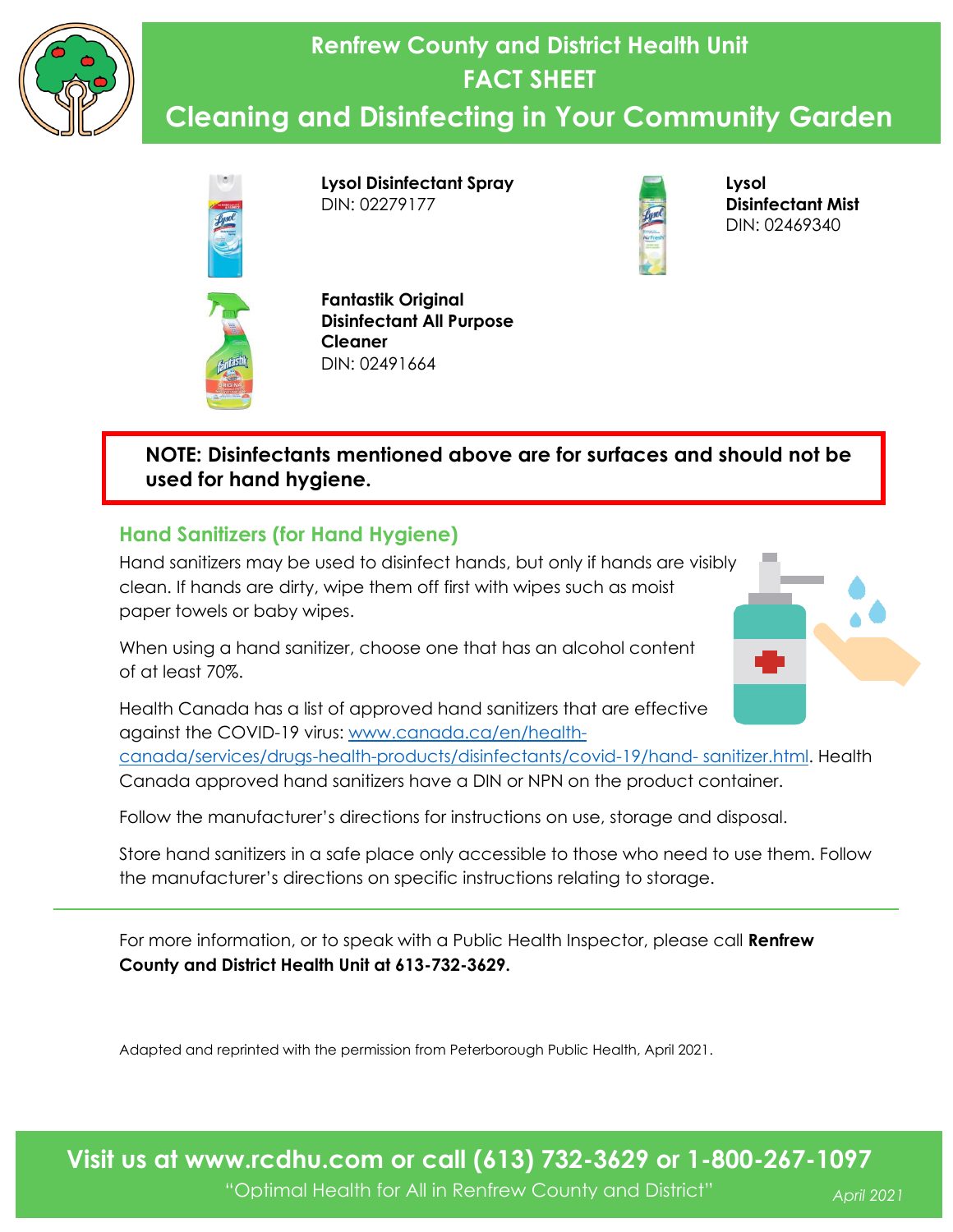# Renfrew County and District Health Unit

## FACT SHEET

## Cleaning and Disinfecting in Your Community Garden

**Lysol Disinfectant Spray**
DIN: 02279177

**Lysol Disinfectant Mist**
DIN: 02469340

**Fantastik Original Disinfectant All Purpose Cleaner**
DIN: 02491664

**NOTE: Disinfectants mentioned above are for surfaces and should not be used for hand hygiene.**

### Hand Sanitizers (for Hand Hygiene)

Hand sanitizers may be used to disinfect hands, but only if hands are visibly clean. If hands are dirty, wipe them off first with wipes such as moist paper towels or baby wipes.

When using a hand sanitizer, choose one that has an alcohol content of at least 70%.

Health Canada has a list of approved hand sanitizers that are effective against the COVID-19 virus: www.canada.ca/en/health-canada/services/drugs-health-products/disinfectants/covid-19/hand-sanitizer.html. Health Canada approved hand sanitizers have a DIN or NPN on the product container.

Follow the manufacturer's directions for instructions on use, storage and disposal.

Store hand sanitizers in a safe place only accessible to those who need to use them. Follow the manufacturer's directions on specific instructions relating to storage.

---

For more information, or to speak with a Public Health Inspector, please call **Renfrew County and District Health Unit at 613-732-3629.**

Adapted and reprinted with the permission from Peterborough Public Health, April 2021.

**Visit us at www.rcdhu.com or call (613) 732-3629 or 1-800-267-1097**

"Optimal Health for All in Renfrew County and District"

*April 2021*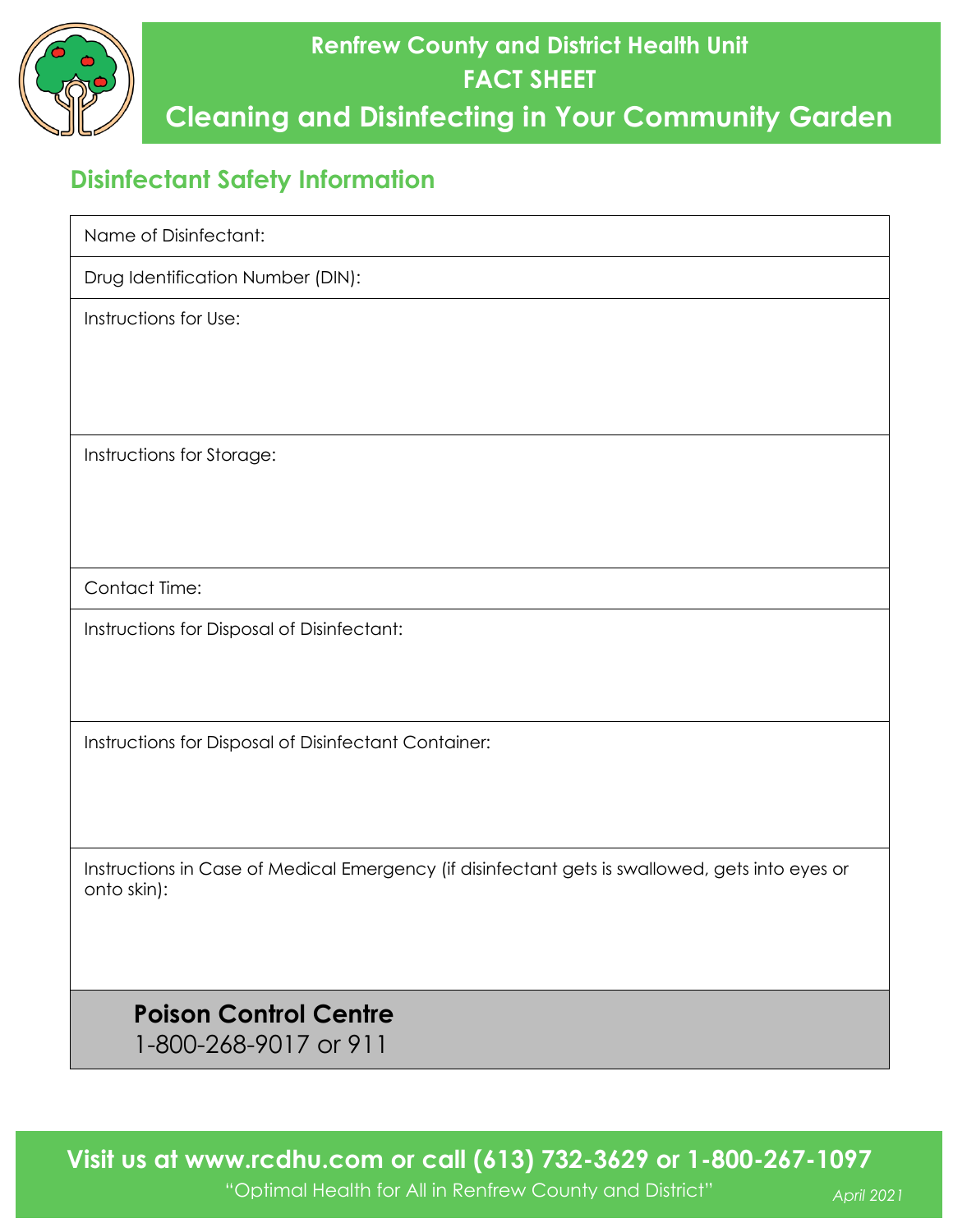# Renfrew County and District Health Unit
## FACT SHEET
## Cleaning and Disinfecting in Your Community Garden

### Disinfectant Safety Information

| |
|---|
| Name of Disinfectant: |
| Drug Identification Number (DIN): |
| Instructions for Use: |
| Instructions for Storage: |
| Contact Time: |
| Instructions for Disposal of Disinfectant: |
| Instructions for Disposal of Disinfectant Container: |
| Instructions in Case of Medical Emergency (if disinfectant gets is swallowed, gets into eyes or onto skin): |
| **Poison Control Centre** 1-800-268-9017 or 911 |

**Visit us at www.rcdhu.com or call (613) 732-3629 or 1-800-267-1097**

"Optimal Health for All in Renfrew County and District"

*April 2021*